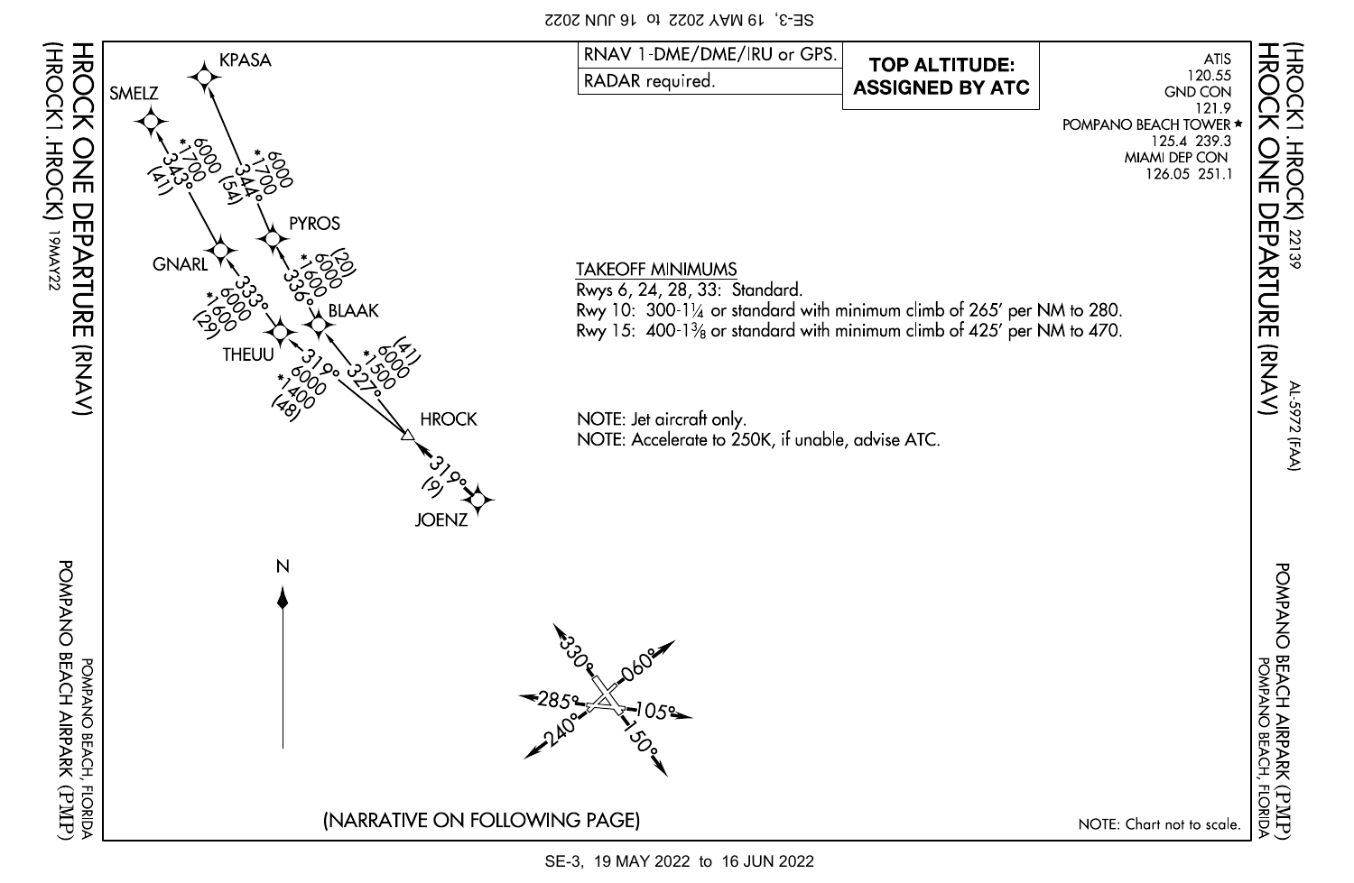# HROCK ONE DEPARTURE (RNAV)

(HROCK1.HROCK) 22139

AL-5972 (FAA)

POMPANO BEACH AIRPARK (PMP)
POMPANO BEACH, FLORIDA

ATIS
120.55
GND CON
121.9
POMPANO BEACH TOWER ★
125.4 239.3
MIAMI DEP CON
126.05 251.1

RNAV 1-DME/DME/IRU or GPS.
RADAR required.

**TOP ALTITUDE: ASSIGNED BY ATC**

KPASA

SMELZ

*6000 *1700 344° (54)

*6000 *1700 343° (41)

PYROS

GNARL

(20) 6000 *1600 336°

333° *6000 *1600 (29)

BLAAK

THEUU

(41) 6000 *1500 327°

319° *6000 *1400 (48)

HROCK

319° (9)

JOENZ

N

TAKEOFF MINIMUMS

Rwys 6, 24, 28, 33: Standard.

Rwy 10: 300-1¼ or standard with minimum climb of 265′ per NM to 280.

Rwy 15: 400-1⅜ or standard with minimum climb of 425′ per NM to 470.

NOTE: Jet aircraft only.

NOTE: Accelerate to 250K, if unable, advise ATC.

330° 060° 285° 105° 240° 150°

(NARRATIVE ON FOLLOWING PAGE)

NOTE: Chart not to scale.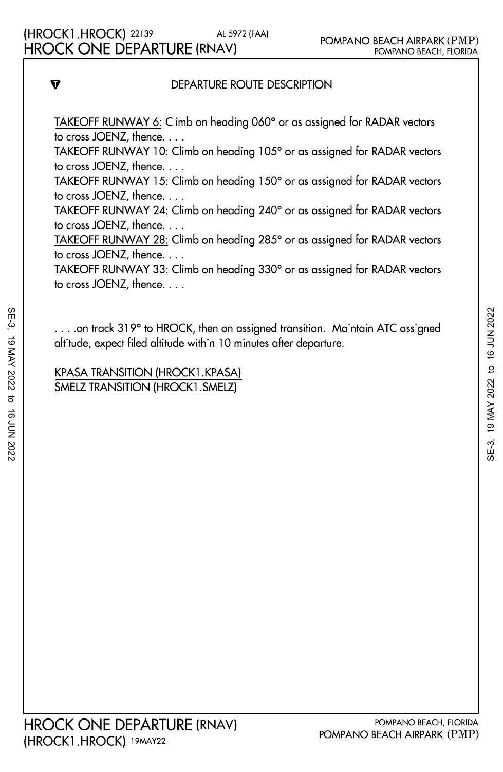# (HROCK1.HROCK) 22139 AL-5972 (FAA)

# HROCK ONE DEPARTURE (RNAV)

POMPANO BEACH AIRPARK (PMP)
POMPANO BEACH, FLORIDA

## DEPARTURE ROUTE DESCRIPTION

TAKEOFF RUNWAY 6: Climb on heading 060° or as assigned for RADAR vectors to cross JOENZ, thence. . . .

TAKEOFF RUNWAY 10: Climb on heading 105° or as assigned for RADAR vectors to cross JOENZ, thence. . . .

TAKEOFF RUNWAY 15: Climb on heading 150° or as assigned for RADAR vectors to cross JOENZ, thence. . . .

TAKEOFF RUNWAY 24: Climb on heading 240° or as assigned for RADAR vectors to cross JOENZ, thence. . . .

TAKEOFF RUNWAY 28: Climb on heading 285° or as assigned for RADAR vectors to cross JOENZ, thence. . . .

TAKEOFF RUNWAY 33: Climb on heading 330° or as assigned for RADAR vectors to cross JOENZ, thence. . . .

. . . .on track 319° to HROCK, then on assigned transition. Maintain ATC assigned altitude, expect filed altitude within 10 minutes after departure.

KPASA TRANSITION (HROCK1.KPASA)

SMELZ TRANSITION (HROCK1.SMELZ)